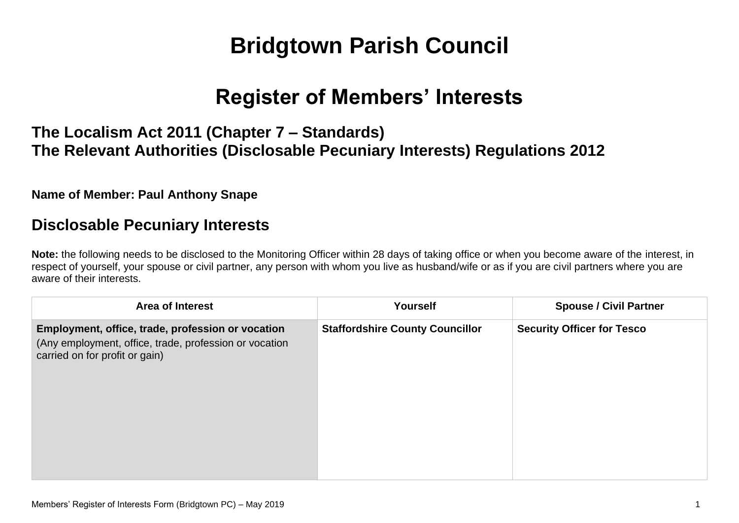# Bridgtown Parish Council

# Register of Members' Interests

### The Localism Act 2011 (Chapter 7 – Standards)
### The Relevant Authorities (Disclosable Pecuniary Interests) Regulations 2012

**Name of Member: Paul Anthony Snape**

## Disclosable Pecuniary Interests

**Note:** the following needs to be disclosed to the Monitoring Officer within 28 days of taking office or when you become aware of the interest, in respect of yourself, your spouse or civil partner, any person with whom you live as husband/wife or as if you are civil partners where you are aware of their interests.

| Area of Interest | Yourself | Spouse / Civil Partner |
|---|---|---|
| **Employment, office, trade, profession or vocation** (Any employment, office, trade, profession or vocation carried on for profit or gain) | **Staffordshire County Councillor** | **Security Officer for Tesco** |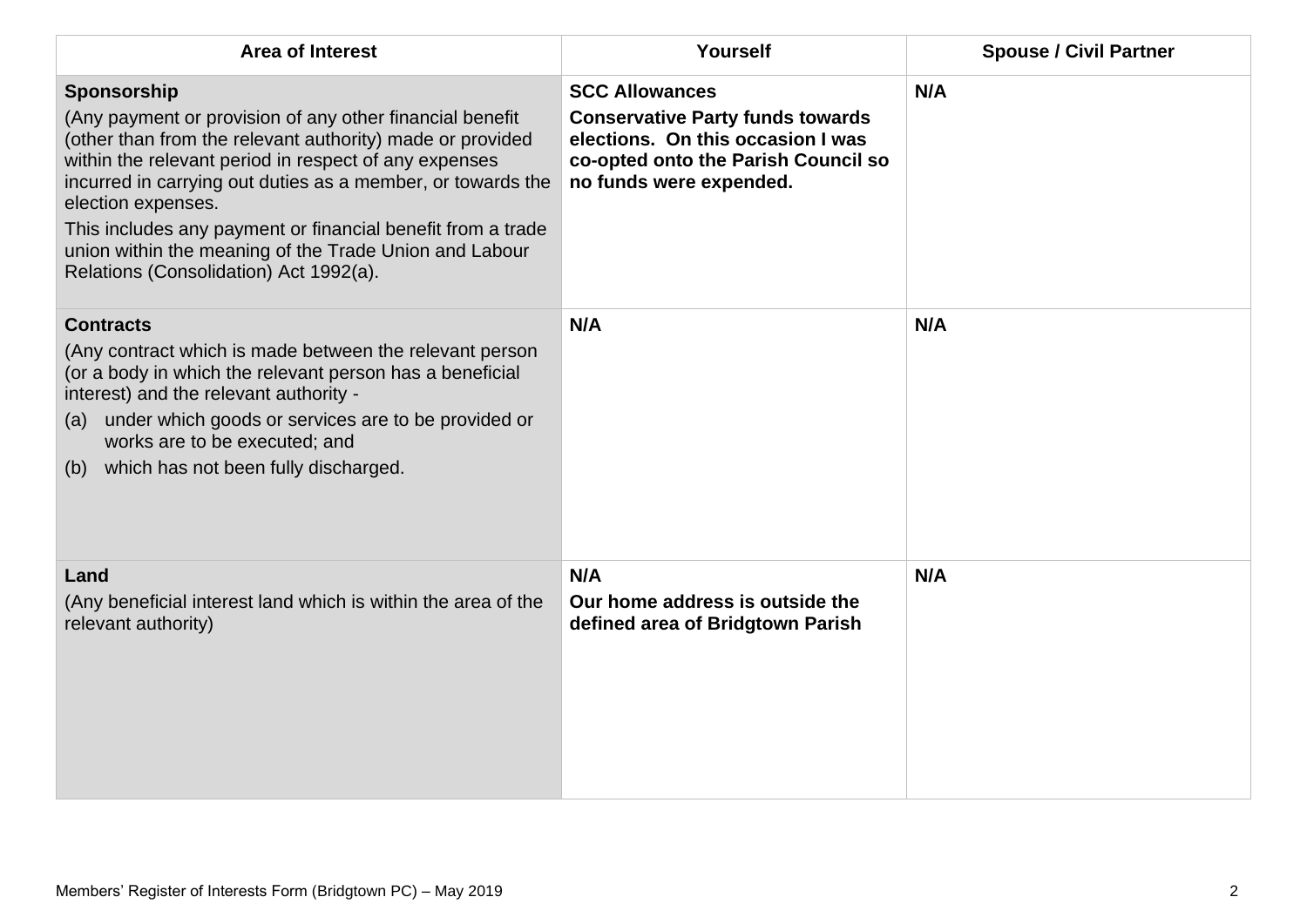| Area of Interest | Yourself | Spouse / Civil Partner |
|---|---|---|
| **Sponsorship**<br>(Any payment or provision of any other financial benefit (other than from the relevant authority) made or provided within the relevant period in respect of any expenses incurred in carrying out duties as a member, or towards the election expenses.<br>This includes any payment or financial benefit from a trade union within the meaning of the Trade Union and Labour Relations (Consolidation) Act 1992(a). | **SCC Allowances**<br>**Conservative Party funds towards elections. On this occasion I was co-opted onto the Parish Council so no funds were expended.** | **N/A** |
| **Contracts**<br>(Any contract which is made between the relevant person (or a body in which the relevant person has a beneficial interest) and the relevant authority -<br>(a) under which goods or services are to be provided or works are to be executed; and<br>(b) which has not been fully discharged. | **N/A** | **N/A** |
| **Land**<br>(Any beneficial interest land which is within the area of the relevant authority) | **N/A**<br>**Our home address is outside the defined area of Bridgtown Parish** | **N/A** |

Members' Register of Interests Form (Bridgtown PC) – May 2019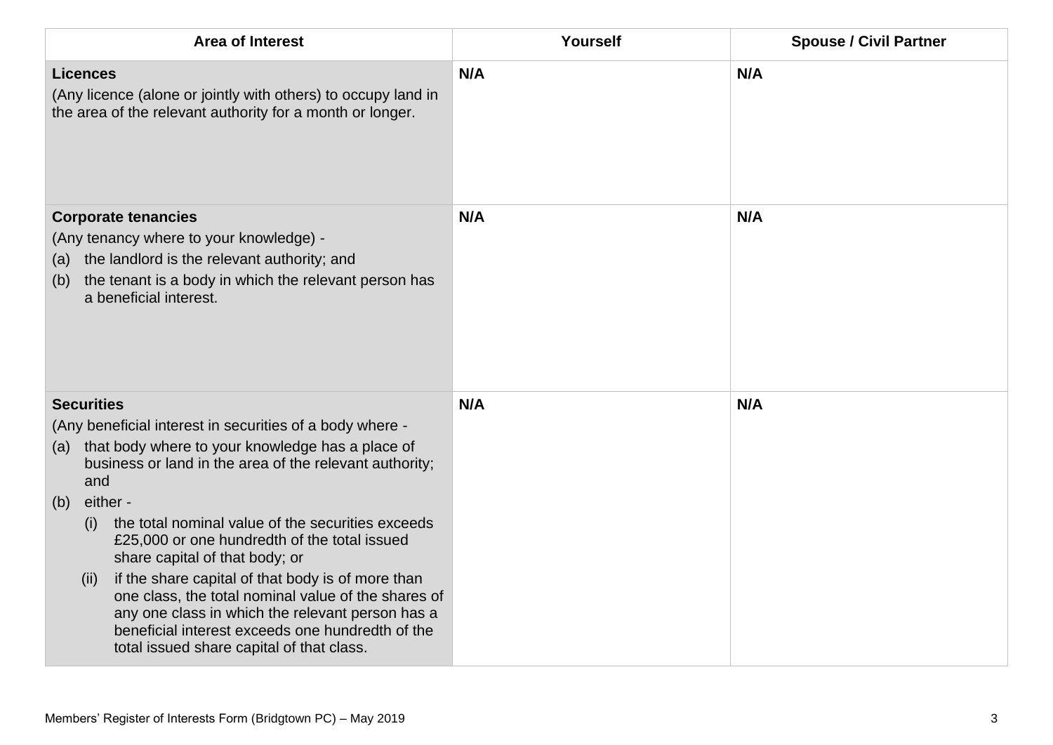| Area of Interest | Yourself | Spouse / Civil Partner |
|---|---|---|
| **Licences**<br>(Any licence (alone or jointly with others) to occupy land in the area of the relevant authority for a month or longer. | **N/A** | **N/A** |
| **Corporate tenancies**<br>(Any tenancy where to your knowledge) -<br>(a) the landlord is the relevant authority; and<br>(b) the tenant is a body in which the relevant person has a beneficial interest. | **N/A** | **N/A** |
| **Securities**<br>(Any beneficial interest in securities of a body where -<br>(a) that body where to your knowledge has a place of business or land in the area of the relevant authority; and<br>(b) either -<br>(i) the total nominal value of the securities exceeds £25,000 or one hundredth of the total issued share capital of that body; or<br>(ii) if the share capital of that body is of more than one class, the total nominal value of the shares of any one class in which the relevant person has a beneficial interest exceeds one hundredth of the total issued share capital of that class. | **N/A** | **N/A** |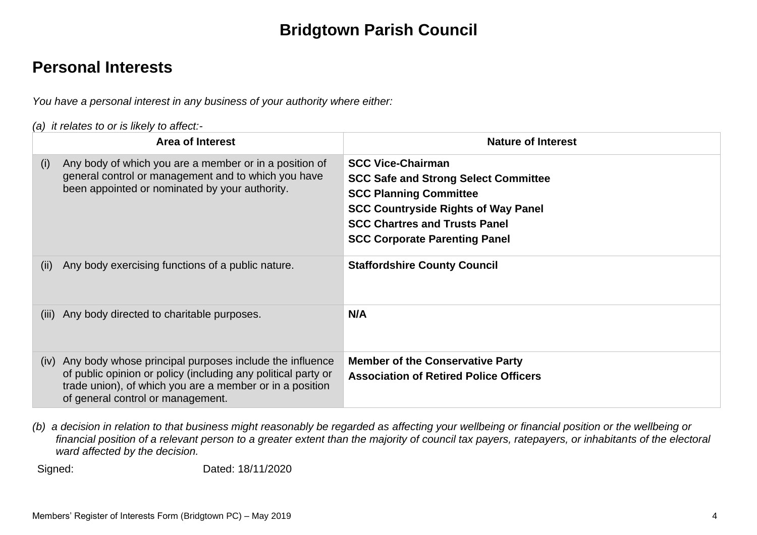# Bridgtown Parish Council

## Personal Interests

*You have a personal interest in any business of your authority where either:*

*(a) it relates to or is likely to affect:-*

| Area of Interest | Nature of Interest |
|---|---|
| (i) Any body of which you are a member or in a position of general control or management and to which you have been appointed or nominated by your authority. | **SCC Vice-Chairman**<br>**SCC Safe and Strong Select Committee**<br>**SCC Planning Committee**<br>**SCC Countryside Rights of Way Panel**<br>**SCC Chartres and Trusts Panel**<br>**SCC Corporate Parenting Panel** |
| (ii) Any body exercising functions of a public nature. | **Staffordshire County Council** |
| (iii) Any body directed to charitable purposes. | **N/A** |
| (iv) Any body whose principal purposes include the influence of public opinion or policy (including any political party or trade union), of which you are a member or in a position of general control or management. | **Member of the Conservative Party**<br>**Association of Retired Police Officers** |

*(b) a decision in relation to that business might reasonably be regarded as affecting your wellbeing or financial position or the wellbeing or financial position of a relevant person to a greater extent than the majority of council tax payers, ratepayers, or inhabitants of the electoral ward affected by the decision.*

Signed: Dated: 18/11/2020

Members' Register of Interests Form (Bridgtown PC) – May 2019